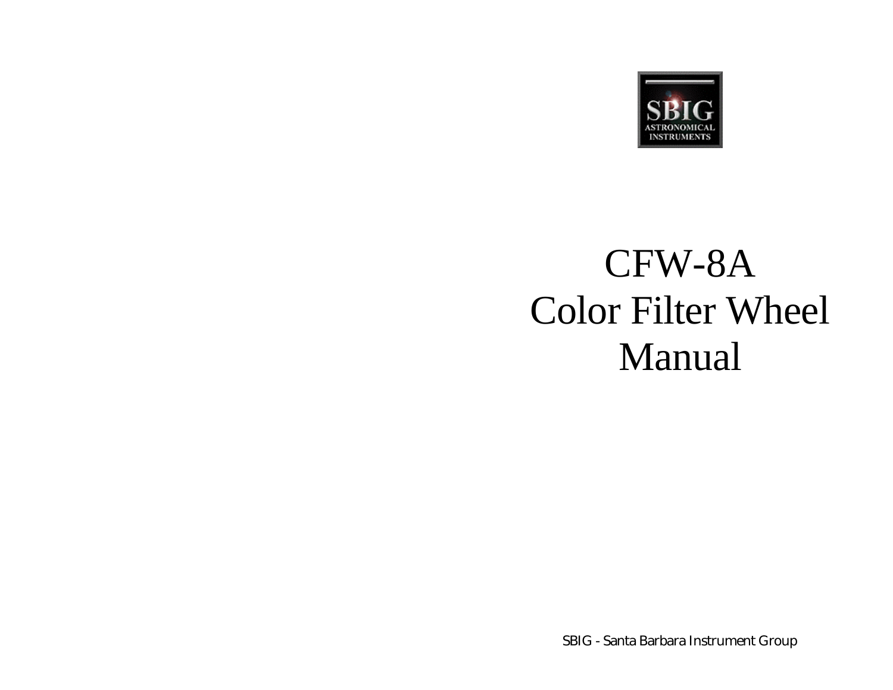SBIG
ASTRONOMICAL
INSTRUMENTS

# CFW-8A
# Color Filter Wheel
# Manual

SBIG - Santa Barbara Instrument Group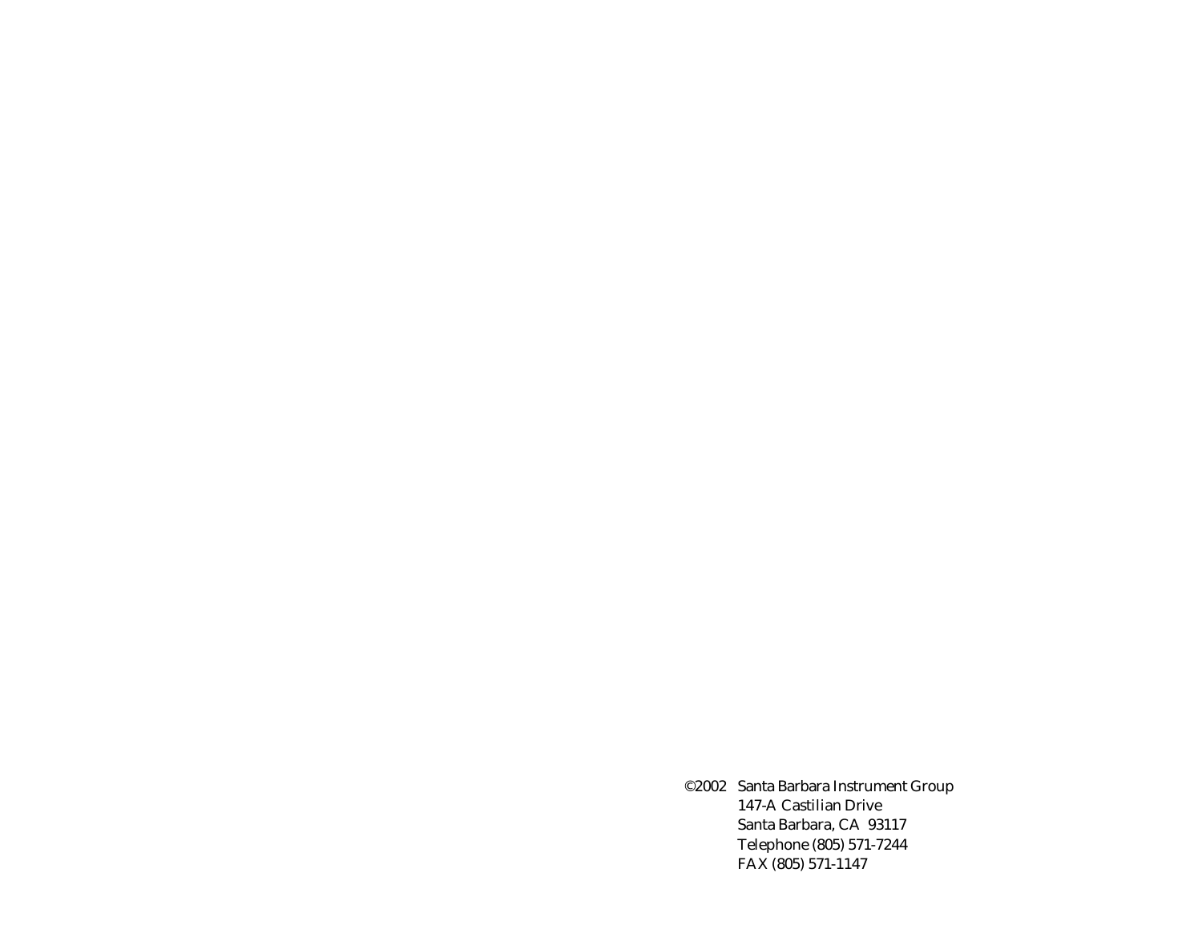©2002 Santa Barbara Instrument Group
147-A Castilian Drive
Santa Barbara, CA 93117
Telephone (805) 571-7244
FAX (805) 571-1147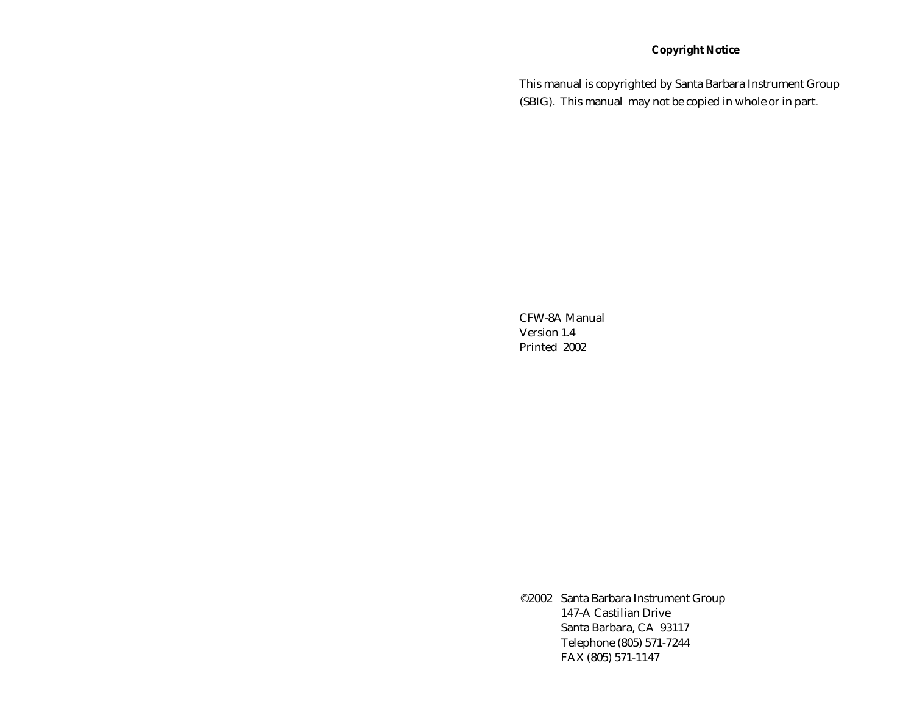**Copyright Notice**

This manual is copyrighted by Santa Barbara Instrument Group (SBIG). This manual may not be copied in whole or in part.

CFW-8A Manual
Version 1.4
Printed 2002

©2002 Santa Barbara Instrument Group
147-A Castilian Drive
Santa Barbara, CA 93117
Telephone (805) 571-7244
FAX (805) 571-1147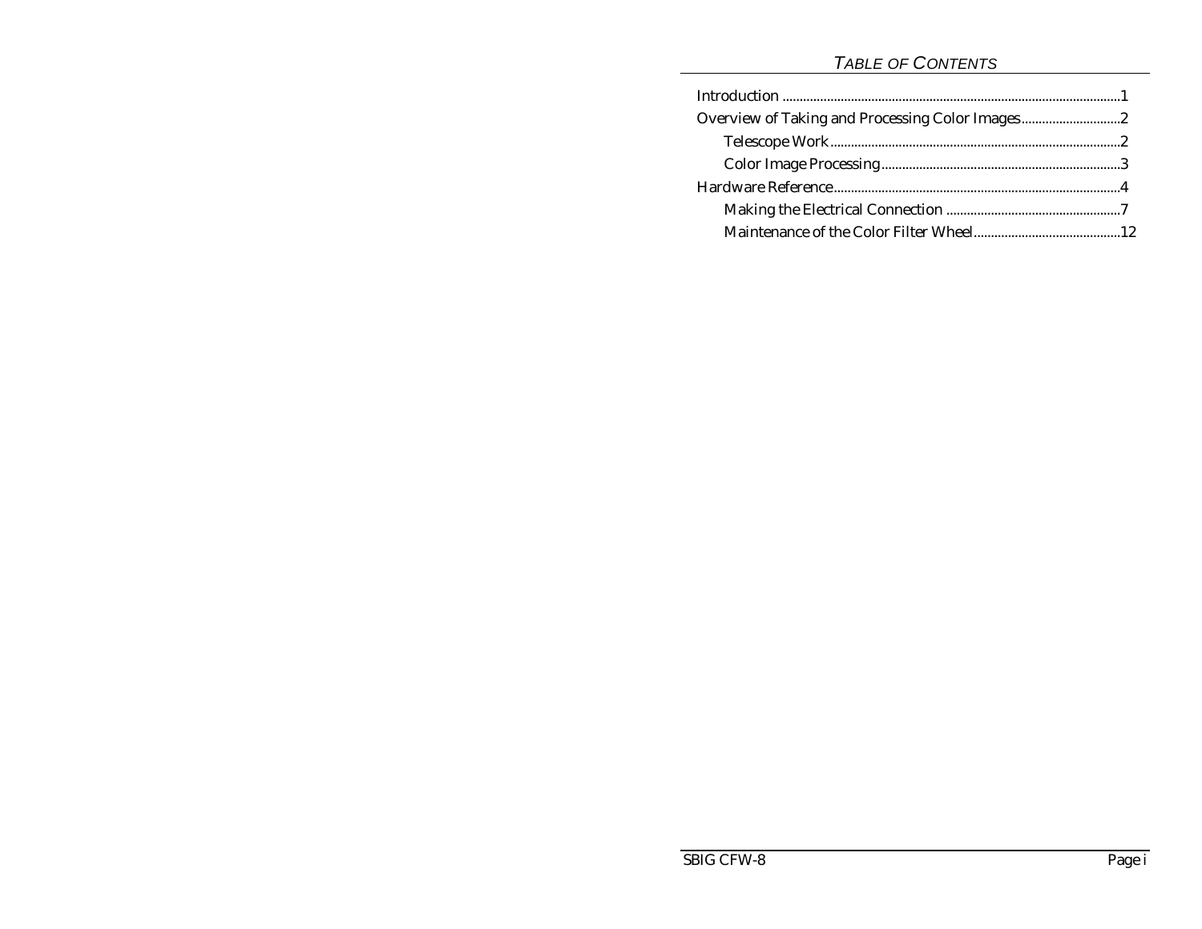## *Table of Contents*

Introduction ........................................................................................1
Overview of Taking and Processing Color Images.............................2
    Telescope Work....................................................................................2
    Color Image Processing......................................................................3
Hardware Reference..............................................................................4
    Making the Electrical Connection ...................................................7
    Maintenance of the Color Filter Wheel...........................................12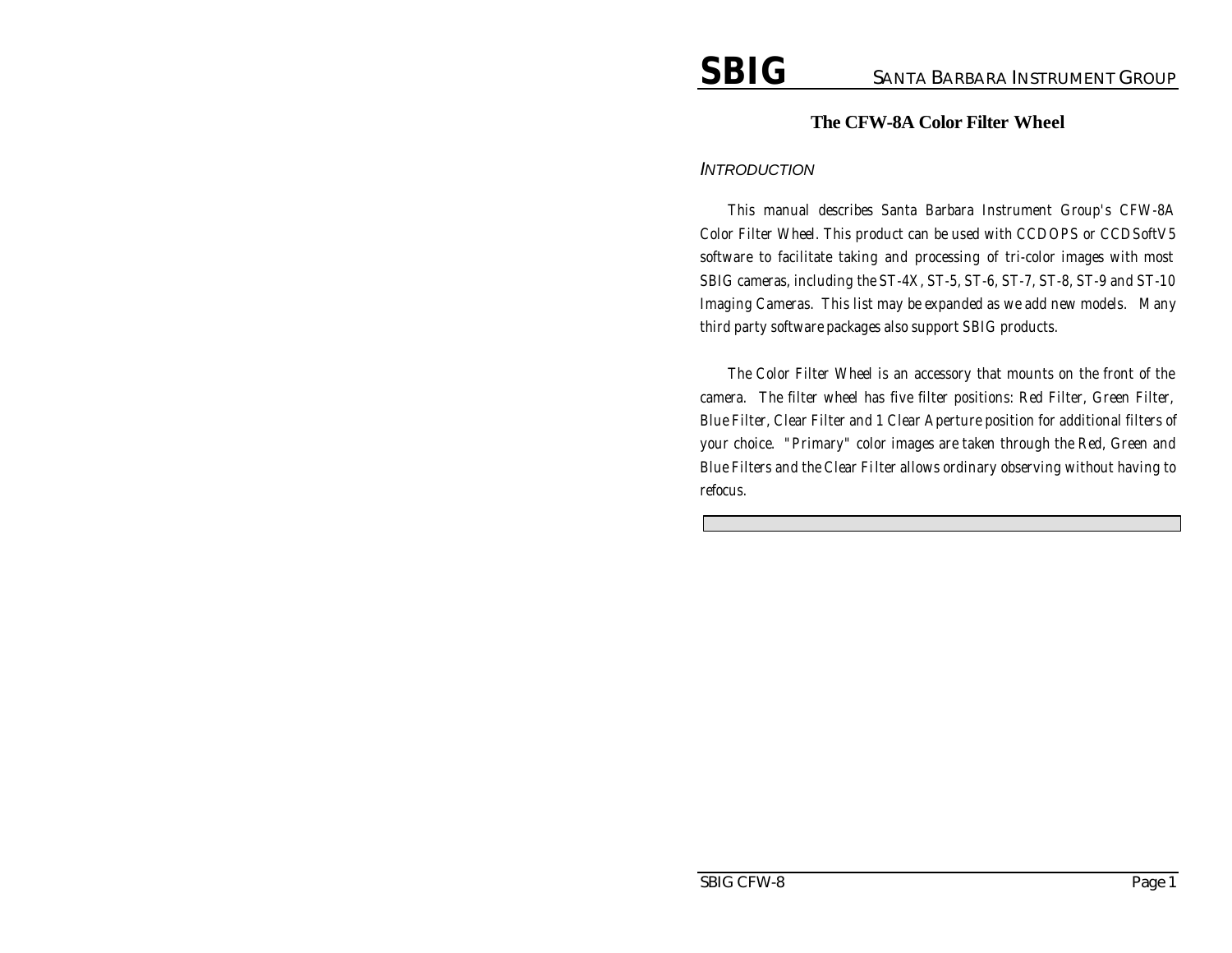# The CFW-8A Color Filter Wheel

## *Introduction*

*This manual describes Santa Barbara Instrument Group's CFW-8A Color Filter Wheel. This product can be used with CCDOPS or CCDSoftV5 software to facilitate taking and processing of tri-color images with most SBIG cameras, including the ST-4X, ST-5, ST-6, ST-7, ST-8, ST-9 and ST-10 Imaging Cameras. This list may be expanded as we add new models. Many third party software packages also support SBIG products.*

*The Color Filter Wheel is an accessory that mounts on the front of the camera. The filter wheel has five filter positions: Red Filter, Green Filter, Blue Filter, Clear Filter and 1 Clear Aperture position for additional filters of your choice. "Primary" color images are taken through the Red, Green and Blue Filters and the Clear Filter allows ordinary observing without having to refocus.*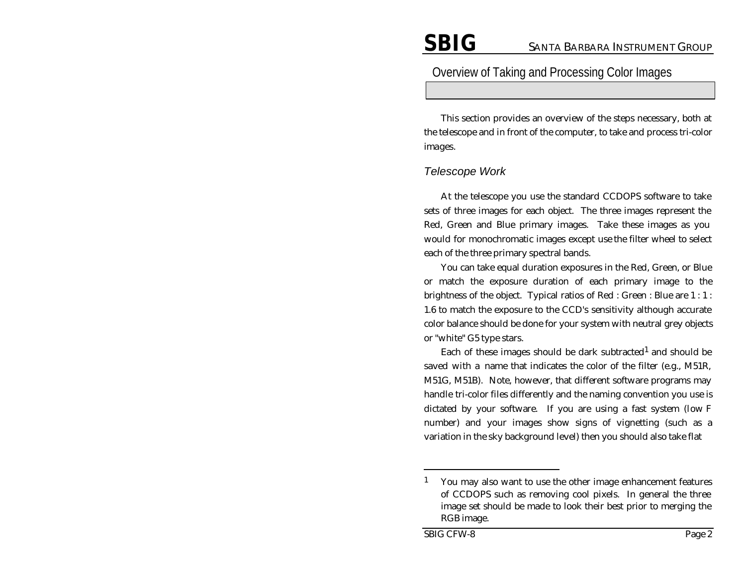## Overview of Taking and Processing Color Images

This section provides an overview of the steps necessary, both at the telescope and in front of the computer, to take and process tri-color images.

### *Telescope Work*

At the telescope you use the standard CCDOPS software to take sets of three images for each object. The three images represent the Red, Green and Blue primary images. Take these images as you would for monochromatic images except use the filter wheel to select each of the three primary spectral bands.

You can take equal duration exposures in the Red, Green, or Blue or match the exposure duration of each primary image to the brightness of the object. Typical ratios of Red : Green : Blue are 1 : 1 : 1.6 to match the exposure to the CCD's sensitivity although accurate color balance should be done for your system with neutral grey objects or "white" G5 type stars.

Each of these images should be dark subtracted[1] and should be saved with a name that indicates the color of the filter (e.g., M51R, M51G, M51B). Note, however, that different software programs may handle tri-color files differently and the naming convention you use is dictated by your software. If you are using a fast system (low F number) and your images show signs of vignetting (such as a variation in the sky background level) then you should also take flat

[1] You may also want to use the other image enhancement features of CCDOPS such as removing cool pixels. In general the three image set should be made to look their best prior to merging the RGB image.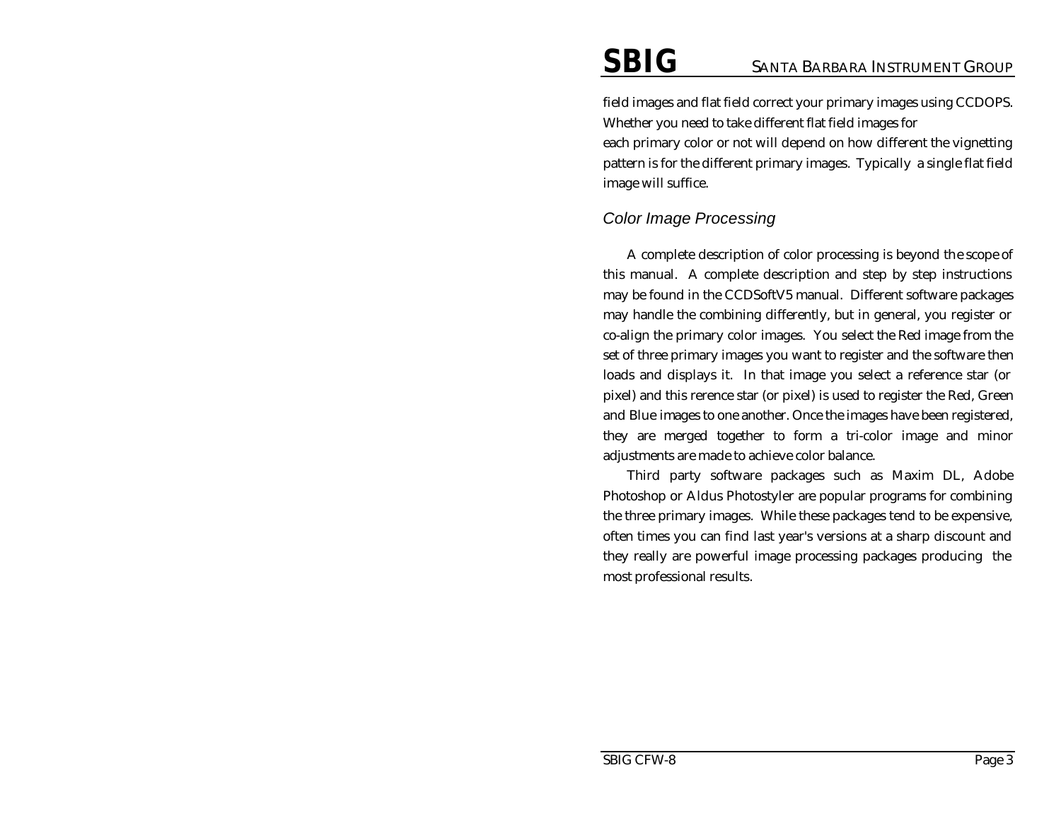field images and flat field correct your primary images using CCDOPS. Whether you need to take different flat field images for each primary color or not will depend on how different the vignetting pattern is for the different primary images. Typically a single flat field image will suffice.

## *Color Image Processing*

A complete description of color processing is beyond the scope of this manual. A complete description and step by step instructions may be found in the CCDSoftV5 manual. Different software packages may handle the combining differently, but in general, you register or co-align the primary color images. You select the Red image from the set of three primary images you want to register and the software then loads and displays it. In that image you select a reference star (or pixel) and this rerence star (or pixel) is used to register the Red, Green and Blue images to one another. Once the images have been registered, they are merged together to form a tri-color image and minor adjustments are made to achieve color balance.

Third party software packages such as Maxim DL, Adobe Photoshop or Aldus Photostyler are popular programs for combining the three primary images. While these packages tend to be expensive, often times you can find last year's versions at a sharp discount and they really are powerful image processing packages producing the most professional results.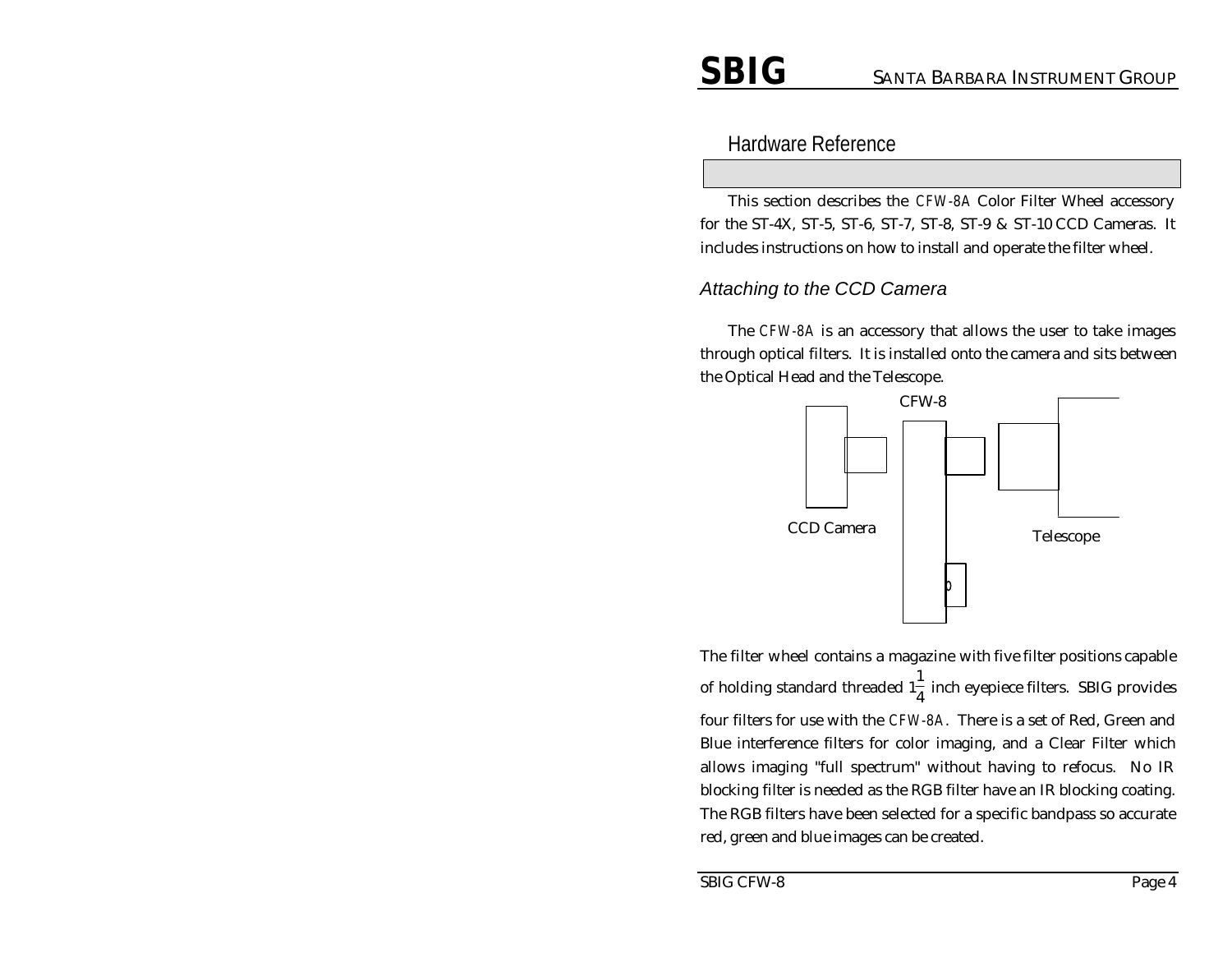## Hardware Reference

This section describes the CFW-8A Color Filter Wheel accessory for the ST-4X, ST-5, ST-6, ST-7, ST-8, ST-9 & ST-10 CCD Cameras. It includes instructions on how to install and operate the filter wheel.

### *Attaching to the CCD Camera*

The CFW-8A is an accessory that allows the user to take images through optical filters. It is installed onto the camera and sits between the Optical Head and the Telescope.

CFW-8

CCD Camera

Telescope

The filter wheel contains a magazine with five filter positions capable of holding standard threaded $1\frac{1}{4}$ inch eyepiece filters. SBIG provides four filters for use with the CFW-8A. There is a set of Red, Green and Blue interference filters for color imaging, and a Clear Filter which allows imaging "full spectrum" without having to refocus. No IR blocking filter is needed as the RGB filter have an IR blocking coating. The RGB filters have been selected for a specific bandpass so accurate red, green and blue images can be created.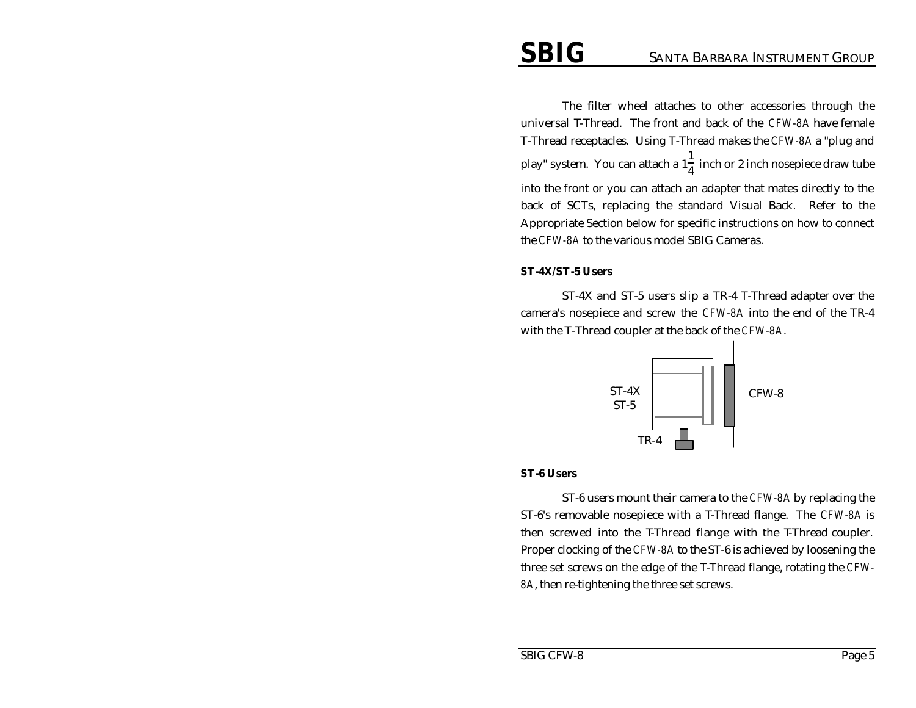The filter wheel attaches to other accessories through the universal T-Thread. The front and back of the CFW-8A have female T-Thread receptacles. Using T-Thread makes the CFW-8A a "plug and play" system. You can attach a $1\frac{1}{4}$ inch or 2 inch nosepiece draw tube into the front or you can attach an adapter that mates directly to the back of SCTs, replacing the standard Visual Back. Refer to the Appropriate Section below for specific instructions on how to connect the CFW-8A to the various model SBIG Cameras.

**ST-4X/ST-5 Users**

ST-4X and ST-5 users slip a TR-4 T-Thread adapter over the camera's nosepiece and screw the CFW-8A into the end of the TR-4 with the T-Thread coupler at the back of the CFW-8A.

ST-4X
ST-5

CFW-8

TR-4

**ST-6 Users**

ST-6 users mount their camera to the CFW-8A by replacing the ST-6's removable nosepiece with a T-Thread flange. The CFW-8A is then screwed into the T-Thread flange with the T-Thread coupler. Proper clocking of the CFW-8A to the ST-6 is achieved by loosening the three set screws on the edge of the T-Thread flange, rotating the CFW-8A, then re-tightening the three set screws.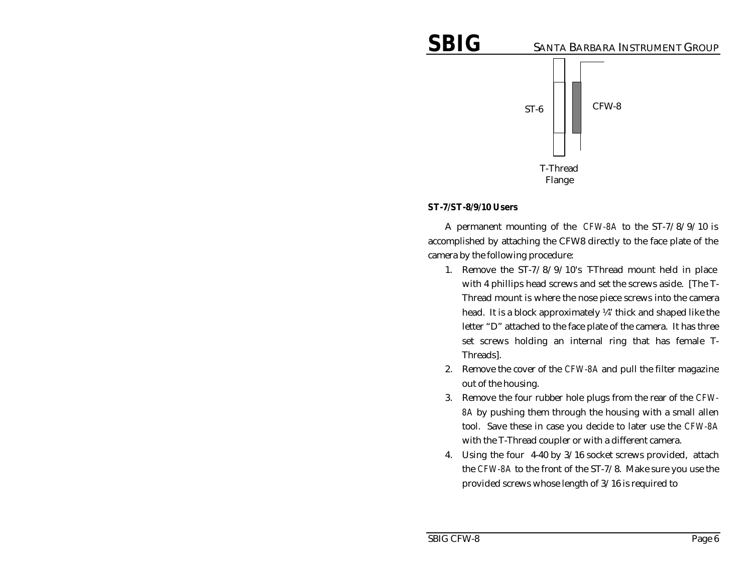ST-6

CFW-8

T-Thread
Flange

**ST-7/ST-8/9/10 Users**

A permanent mounting of the CFW-8A to the ST-7/8/9/10 is accomplished by attaching the CFW8 directly to the face plate of the camera by the following procedure:

1. Remove the ST-7/8/9/10's T-Thread mount held in place with 4 phillips head screws and set the screws aside. [The T-Thread mount is where the nose piece screws into the camera head. It is a block approximately ¼" thick and shaped like the letter "D" attached to the face plate of the camera. It has three set screws holding an internal ring that has female T-Threads].
2. Remove the cover of the CFW-8A and pull the filter magazine out of the housing.
3. Remove the four rubber hole plugs from the rear of the CFW-8A by pushing them through the housing with a small allen tool. Save these in case you decide to later use the CFW-8A with the T-Thread coupler or with a different camera.
4. Using the four 4-40 by 3/16 socket screws provided, attach the CFW-8A to the front of the ST-7/8. Make sure you use the provided screws whose length of 3/16 is required to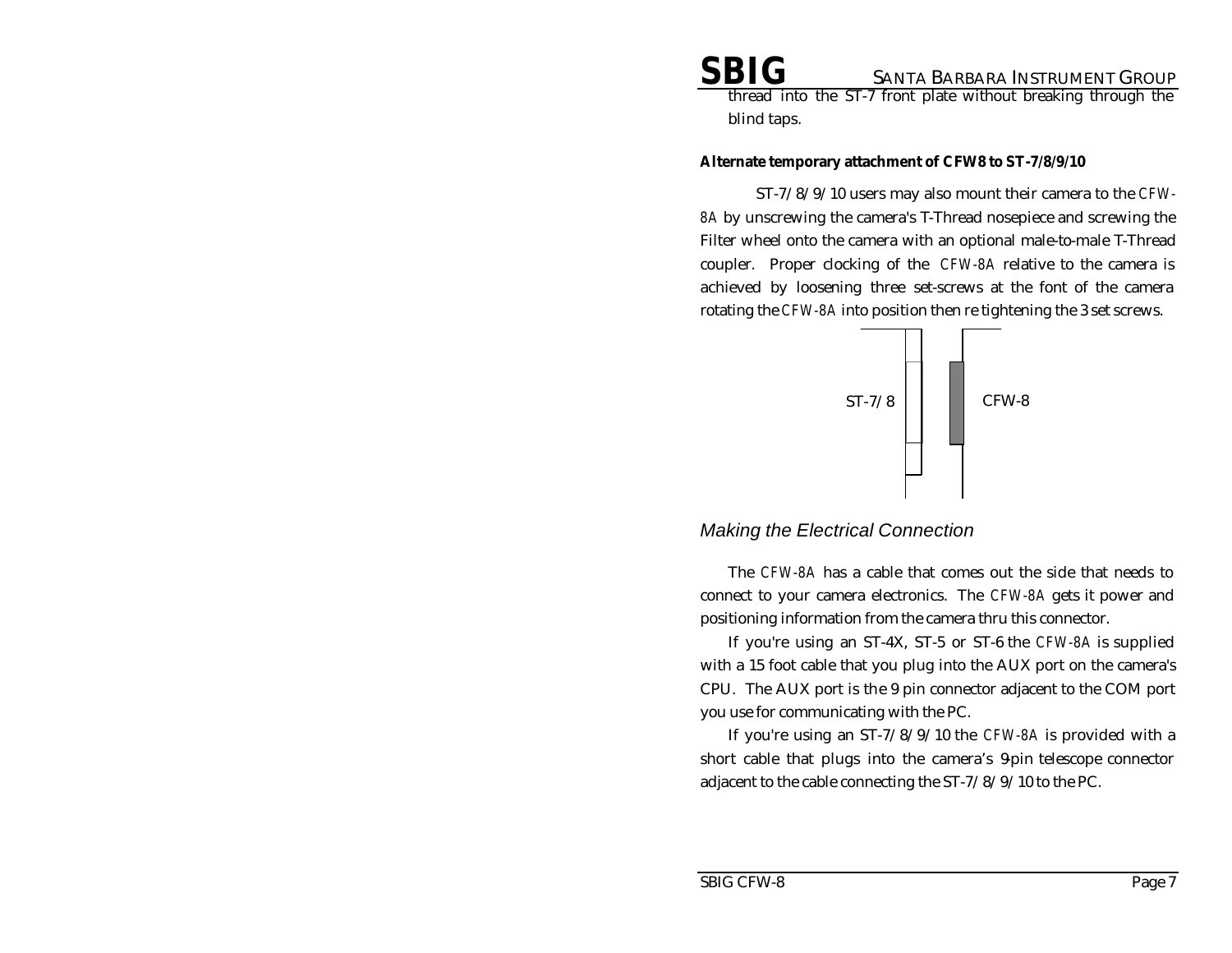thread into the ST-7 front plate without breaking through the blind taps.

**Alternate temporary attachment of CFW8 to ST-7/8/9/10**

ST-7/8/9/10 users may also mount their camera to the CFW-8A by unscrewing the camera's T-Thread nosepiece and screwing the Filter wheel onto the camera with an optional male-to-male T-Thread coupler. Proper clocking of the CFW-8A relative to the camera is achieved by loosening three set-screws at the font of the camera rotating the CFW-8A into position then re tightening the 3 set screws.

ST-7/8 CFW-8

## *Making the Electrical Connection*

The CFW-8A has a cable that comes out the side that needs to connect to your camera electronics. The CFW-8A gets it power and positioning information from the camera thru this connector.

If you're using an ST-4X, ST-5 or ST-6 the CFW-8A is supplied with a 15 foot cable that you plug into the AUX port on the camera's CPU. The AUX port is the 9 pin connector adjacent to the COM port you use for communicating with the PC.

If you're using an ST-7/8/9/10 the CFW-8A is provided with a short cable that plugs into the camera's 9-pin telescope connector adjacent to the cable connecting the ST-7/8/9/10 to the PC.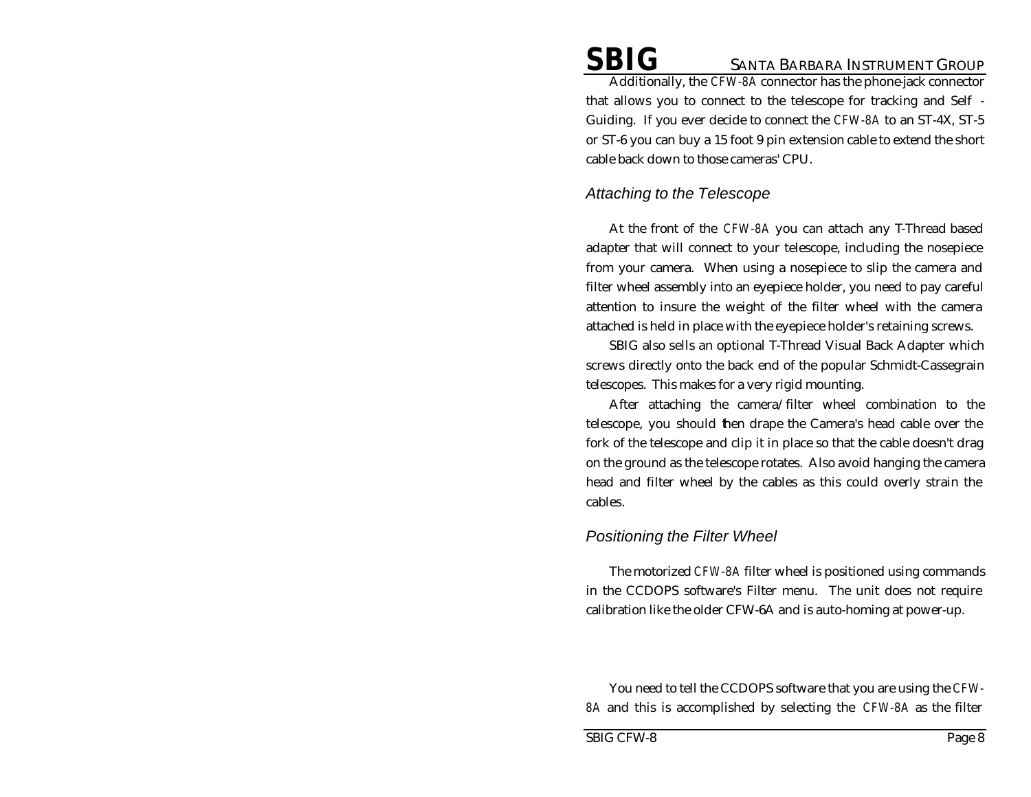Additionally, the CFW-8A connector has the phone-jack connector that allows you to connect to the telescope for tracking and Self - Guiding. If you ever decide to connect the CFW-8A to an ST-4X, ST-5 or ST-6 you can buy a 15 foot 9 pin extension cable to extend the short cable back down to those cameras' CPU.

## *Attaching to the Telescope*

At the front of the CFW-8A you can attach any T-Thread based adapter that will connect to your telescope, including the nosepiece from your camera. When using a nosepiece to slip the camera and filter wheel assembly into an eyepiece holder, you need to pay careful attention to insure the weight of the filter wheel with the camera attached is held in place with the eyepiece holder's retaining screws.

SBIG also sells an optional T-Thread Visual Back Adapter which screws directly onto the back end of the popular Schmidt-Cassegrain telescopes. This makes for a very rigid mounting.

After attaching the camera/filter wheel combination to the telescope, you should then drape the Camera's head cable over the fork of the telescope and clip it in place so that the cable doesn't drag on the ground as the telescope rotates. Also avoid hanging the camera head and filter wheel by the cables as this could overly strain the cables.

## *Positioning the Filter Wheel*

The motorized CFW-8A filter wheel is positioned using commands in the CCDOPS software's Filter menu. The unit does not require calibration like the older CFW-6A and is auto-homing at power-up.

You need to tell the CCDOPS software that you are using the CFW-8A and this is accomplished by selecting the CFW-8A as the filter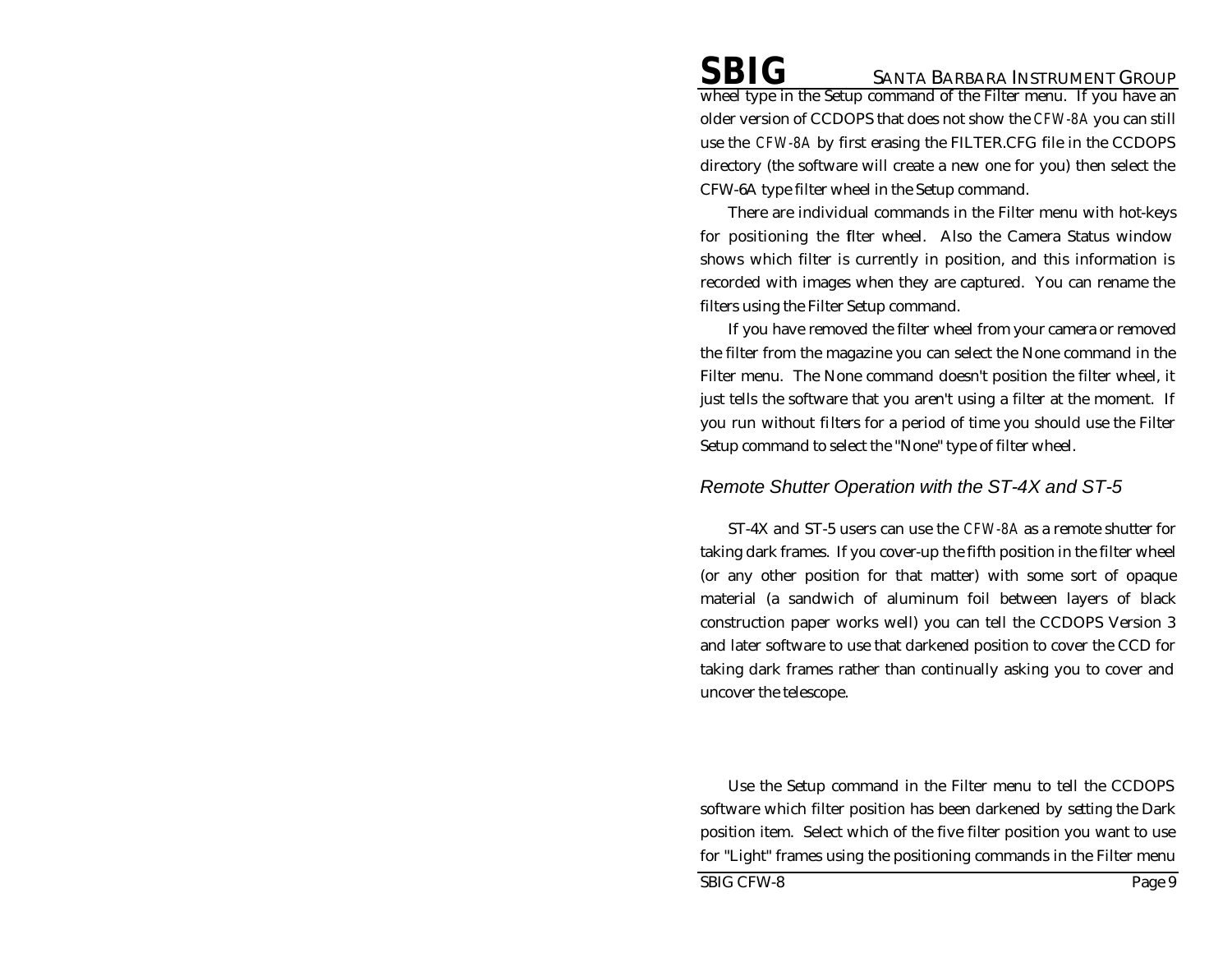wheel type in the Setup command of the Filter menu. If you have an older version of CCDOPS that does not show the CFW-8A you can still use the CFW-8A by first erasing the FILTER.CFG file in the CCDOPS directory (the software will create a new one for you) then select the CFW-6A type filter wheel in the Setup command.

There are individual commands in the Filter menu with hot-keys for positioning the filter wheel. Also the Camera Status window shows which filter is currently in position, and this information is recorded with images when they are captured. You can rename the filters using the Filter Setup command.

If you have removed the filter wheel from your camera or removed the filter from the magazine you can select the None command in the Filter menu. The None command doesn't position the filter wheel, it just tells the software that you aren't using a filter at the moment. If you run without filters for a period of time you should use the Filter Setup command to select the "None" type of filter wheel.

### *Remote Shutter Operation with the ST-4X and ST-5*

ST-4X and ST-5 users can use the CFW-8A as a remote shutter for taking dark frames. If you cover-up the fifth position in the filter wheel (or any other position for that matter) with some sort of opaque material (a sandwich of aluminum foil between layers of black construction paper works well) you can tell the CCDOPS Version 3 and later software to use that darkened position to cover the CCD for taking dark frames rather than continually asking you to cover and uncover the telescope.

Use the Setup command in the Filter menu to tell the CCDOPS software which filter position has been darkened by setting the Dark position item. Select which of the five filter position you want to use for "Light" frames using the positioning commands in the Filter menu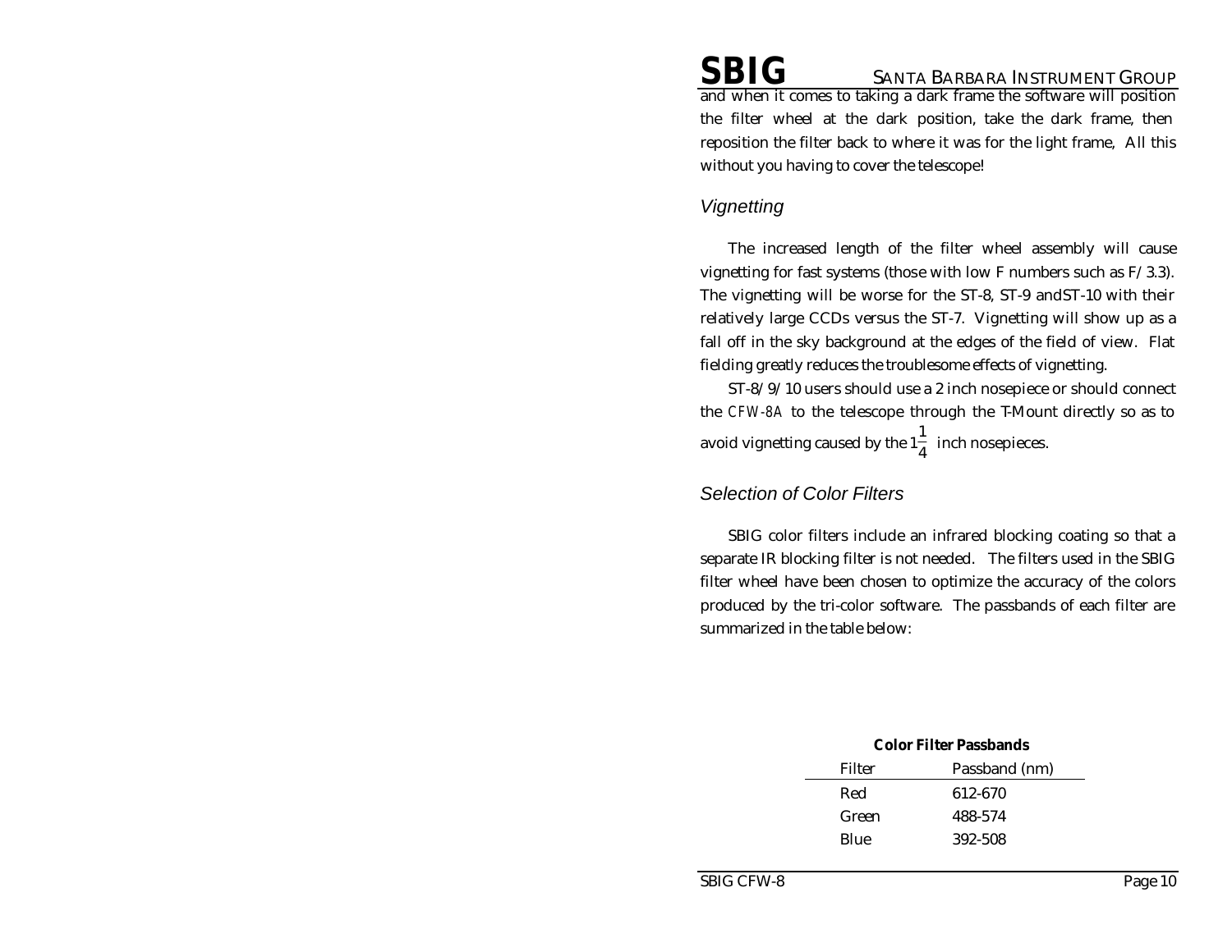and when it comes to taking a dark frame the software will position the filter wheel at the dark position, take the dark frame, then reposition the filter back to where it was for the light frame, All this without you having to cover the telescope!

## *Vignetting*

The increased length of the filter wheel assembly will cause vignetting for fast systems (those with low F numbers such as F/3.3). The vignetting will be worse for the ST-8, ST-9 andST-10 with their relatively large CCDs versus the ST-7. Vignetting will show up as a fall off in the sky background at the edges of the field of view. Flat fielding greatly reduces the troublesome effects of vignetting.

ST-8/9/10 users should use a 2 inch nosepiece or should connect the CFW-8A to the telescope through the T-Mount directly so as to avoid vignetting caused by the $1\frac{1}{4}$ inch nosepieces.

## *Selection of Color Filters*

SBIG color filters include an infrared blocking coating so that a separate IR blocking filter is not needed. The filters used in the SBIG filter wheel have been chosen to optimize the accuracy of the colors produced by the tri-color software. The passbands of each filter are summarized in the table below:

**Color Filter Passbands**

| Filter | Passband (nm) |
|---|---|
| Red | 612-670 |
| Green | 488-574 |
| Blue | 392-508 |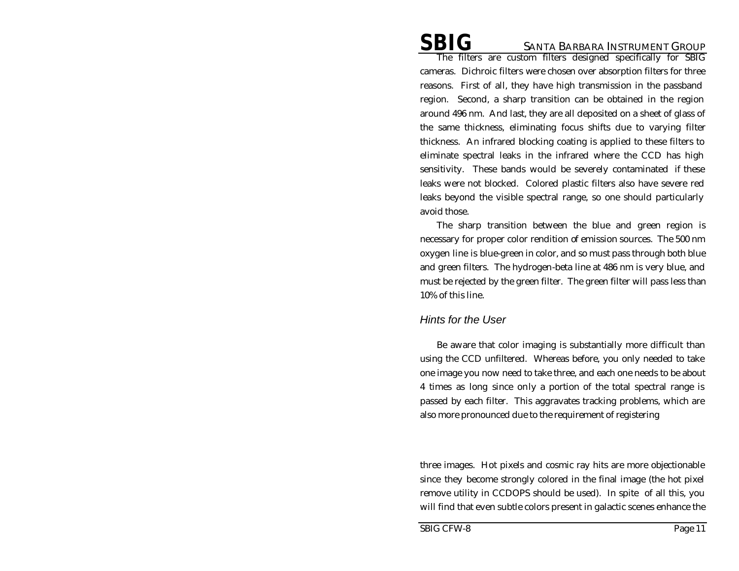The filters are custom filters designed specifically for SBIG cameras. Dichroic filters were chosen over absorption filters for three reasons. First of all, they have high transmission in the passband region. Second, a sharp transition can be obtained in the region around 496 nm. And last, they are all deposited on a sheet of glass of the same thickness, eliminating focus shifts due to varying filter thickness. An infrared blocking coating is applied to these filters to eliminate spectral leaks in the infrared where the CCD has high sensitivity. These bands would be severely contaminated if these leaks were not blocked. Colored plastic filters also have severe red leaks beyond the visible spectral range, so one should particularly avoid those.

The sharp transition between the blue and green region is necessary for proper color rendition of emission sources. The 500 nm oxygen line is blue-green in color, and so must pass through both blue and green filters. The hydrogen-beta line at 486 nm is very blue, and must be rejected by the green filter. The green filter will pass less than 10% of this line.

## *Hints for the User*

Be aware that color imaging is substantially more difficult than using the CCD unfiltered. Whereas before, you only needed to take one image you now need to take three, and each one needs to be about 4 times as long since only a portion of the total spectral range is passed by each filter. This aggravates tracking problems, which are also more pronounced due to the requirement of registering three images. Hot pixels and cosmic ray hits are more objectionable since they become strongly colored in the final image (the hot pixel remove utility in CCDOPS should be used). In spite of all this, you will find that even subtle colors present in galactic scenes enhance the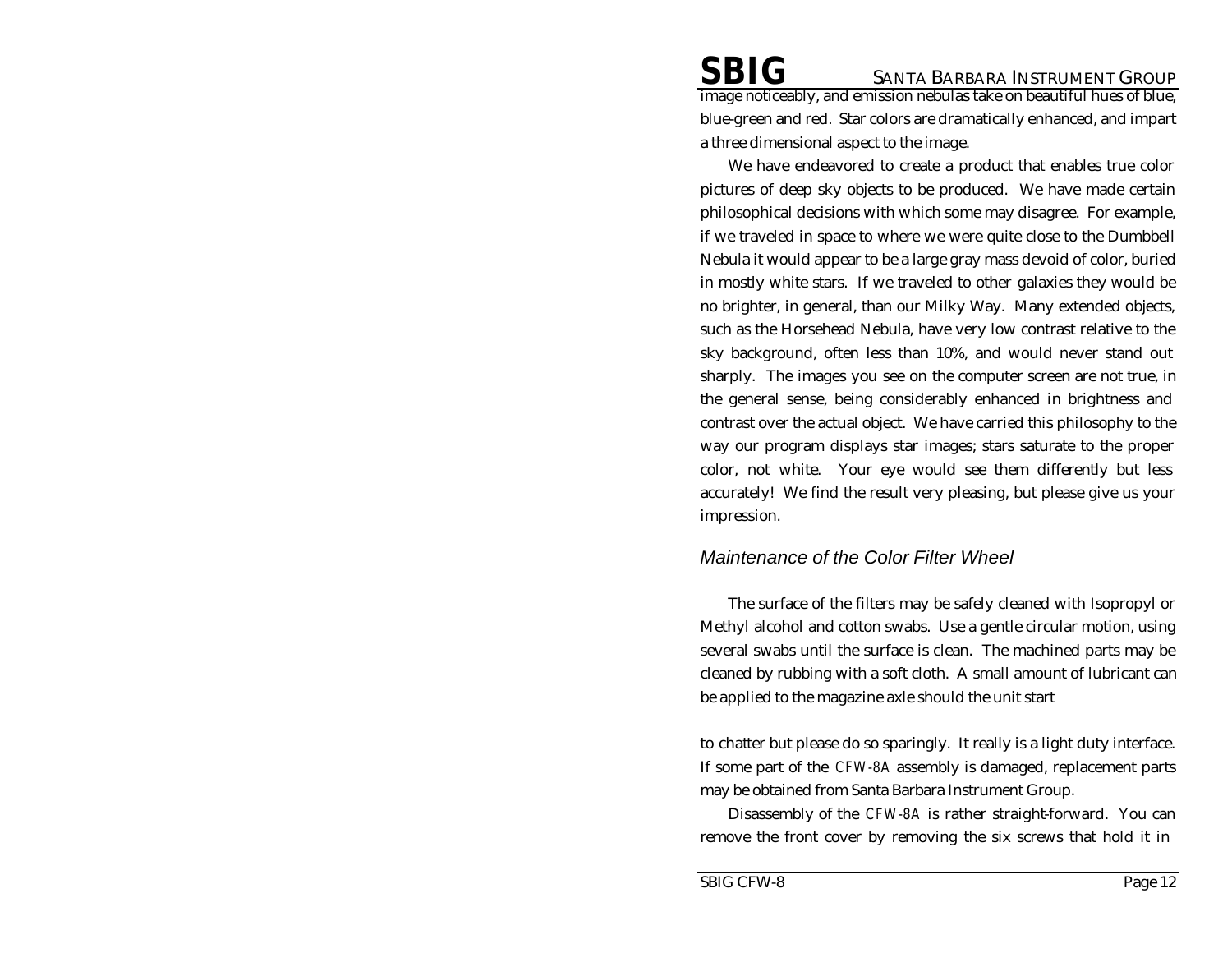image noticeably, and emission nebulas take on beautiful hues of blue, blue-green and red. Star colors are dramatically enhanced, and impart a three dimensional aspect to the image.

We have endeavored to create a product that enables true color pictures of deep sky objects to be produced. We have made certain philosophical decisions with which some may disagree. For example, if we traveled in space to where we were quite close to the Dumbbell Nebula it would appear to be a large gray mass devoid of color, buried in mostly white stars. If we traveled to other galaxies they would be no brighter, in general, than our Milky Way. Many extended objects, such as the Horsehead Nebula, have very low contrast relative to the sky background, often less than 10%, and would never stand out sharply. The images you see on the computer screen are not true, in the general sense, being considerably enhanced in brightness and contrast over the actual object. We have carried this philosophy to the way our program displays star images; stars saturate to the proper color, not white. Your eye would see them differently but less accurately! We find the result very pleasing, but please give us your impression.

### *Maintenance of the Color Filter Wheel*

The surface of the filters may be safely cleaned with Isopropyl or Methyl alcohol and cotton swabs. Use a gentle circular motion, using several swabs until the surface is clean. The machined parts may be cleaned by rubbing with a soft cloth. A small amount of lubricant can be applied to the magazine axle should the unit start

to chatter but please do so sparingly. It really is a light duty interface. If some part of the CFW-8A assembly is damaged, replacement parts may be obtained from Santa Barbara Instrument Group.

Disassembly of the CFW-8A is rather straight-forward. You can remove the front cover by removing the six screws that hold it in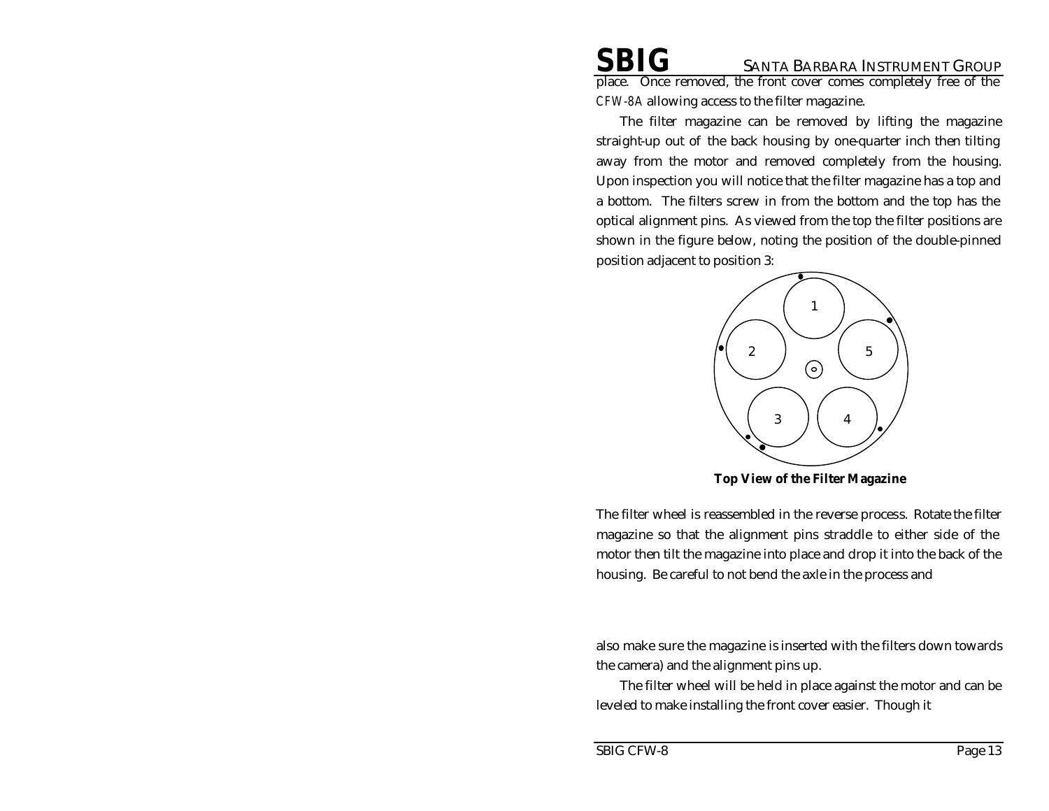place. Once removed, the front cover comes completely free of the CFW-8A allowing access to the filter magazine.

The filter magazine can be removed by lifting the magazine straight-up out of the back housing by one-quarter inch then tilting away from the motor and removed completely from the housing. Upon inspection you will notice that the filter magazine has a top and a bottom. The filters screw in from the bottom and the top has the optical alignment pins. As viewed from the top the filter positions are shown in the figure below, noting the position of the double-pinned position adjacent to position 3:

**Top View of the Filter Magazine**

The filter wheel is reassembled in the reverse process. Rotate the filter magazine so that the alignment pins straddle to either side of the motor then tilt the magazine into place and drop it into the back of the housing. Be careful to not bend the axle in the process and

also make sure the magazine is inserted with the filters down towards the camera) and the alignment pins up.

The filter wheel will be held in place against the motor and can be leveled to make installing the front cover easier. Though it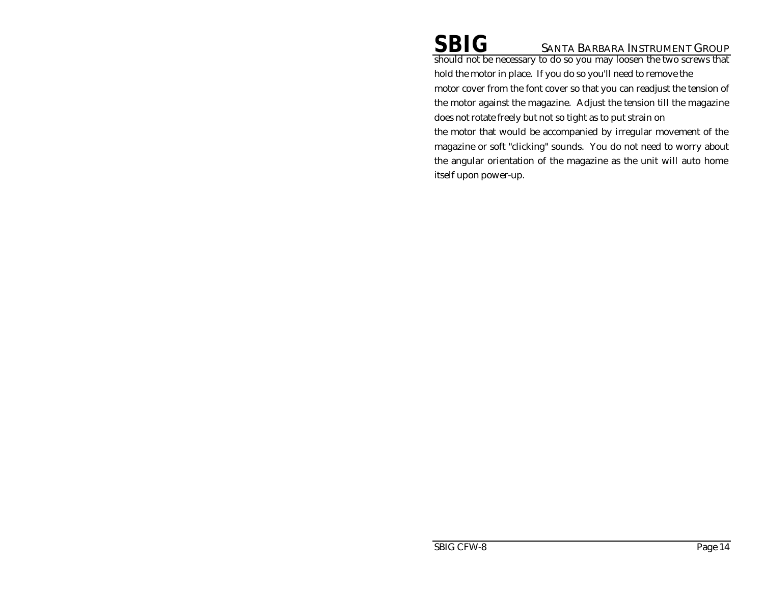should not be necessary to do so you may loosen the two screws that hold the motor in place. If you do so you'll need to remove the motor cover from the font cover so that you can readjust the tension of the motor against the magazine. Adjust the tension till the magazine does not rotate freely but not so tight as to put strain on the motor that would be accompanied by irregular movement of the magazine or soft "clicking" sounds. You do not need to worry about the angular orientation of the magazine as the unit will auto home itself upon power-up.